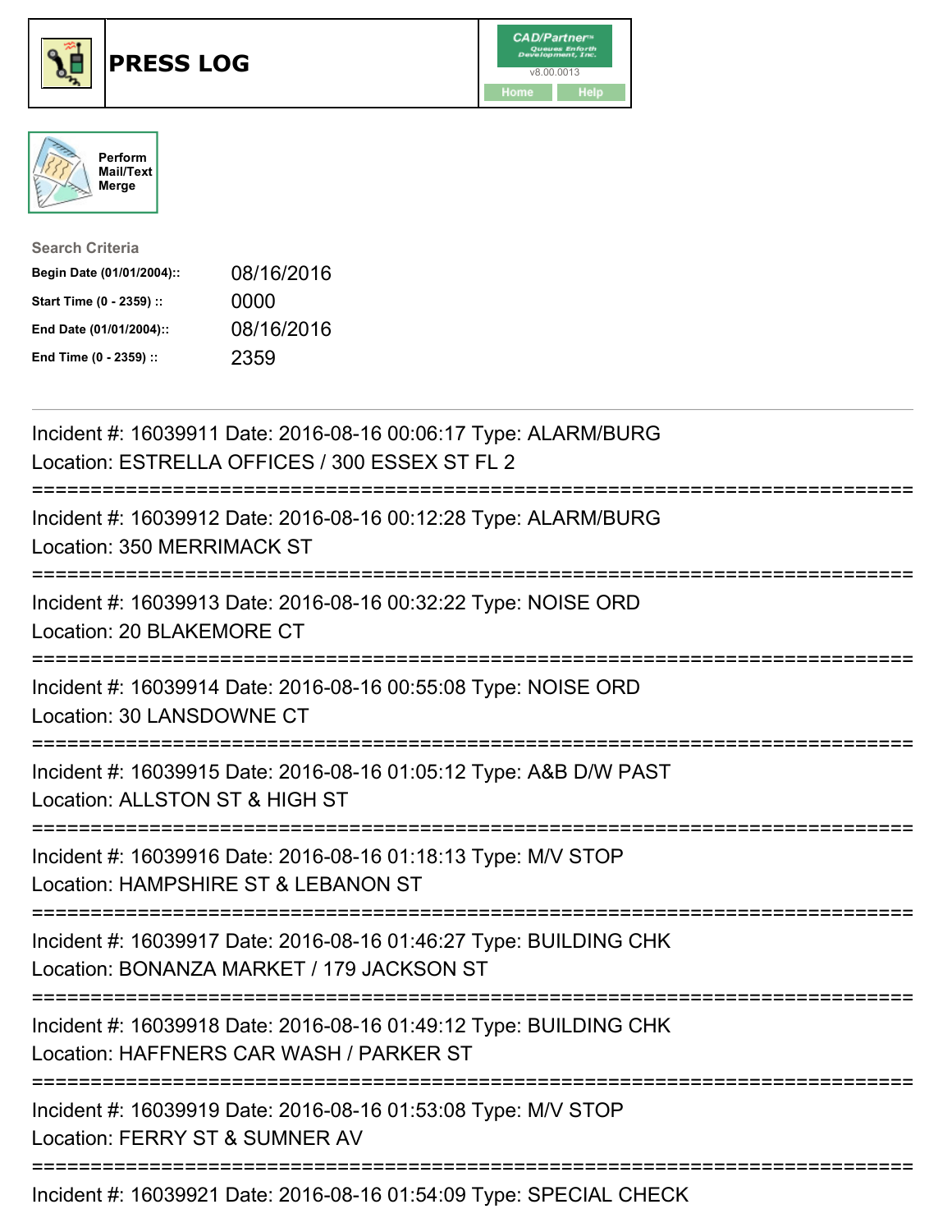# PRESS LOG

CAD/Partner v8.00.0013

Home | Help

Perform Mail/Text Merge

**Search Criteria**

| | |
|---|---|
| **Begin Date (01/01/2004)::** | 08/16/2016 |
| **Start Time (0 - 2359) ::** | 0000 |
| **End Date (01/01/2004)::** | 08/16/2016 |
| **End Time (0 - 2359) ::** | 2359 |

---

Incident #: 16039911 Date: 2016-08-16 00:06:17 Type: ALARM/BURG
Location: ESTRELLA OFFICES / 300 ESSEX ST FL 2

===========================================================================

Incident #: 16039912 Date: 2016-08-16 00:12:28 Type: ALARM/BURG
Location: 350 MERRIMACK ST

===========================================================================

Incident #: 16039913 Date: 2016-08-16 00:32:22 Type: NOISE ORD
Location: 20 BLAKEMORE CT

===========================================================================

Incident #: 16039914 Date: 2016-08-16 00:55:08 Type: NOISE ORD
Location: 30 LANSDOWNE CT

===========================================================================

Incident #: 16039915 Date: 2016-08-16 01:05:12 Type: A&B D/W PAST
Location: ALLSTON ST & HIGH ST

===========================================================================

Incident #: 16039916 Date: 2016-08-16 01:18:13 Type: M/V STOP
Location: HAMPSHIRE ST & LEBANON ST

===========================================================================

Incident #: 16039917 Date: 2016-08-16 01:46:27 Type: BUILDING CHK
Location: BONANZA MARKET / 179 JACKSON ST

===========================================================================

Incident #: 16039918 Date: 2016-08-16 01:49:12 Type: BUILDING CHK
Location: HAFFNERS CAR WASH / PARKER ST

===========================================================================

Incident #: 16039919 Date: 2016-08-16 01:53:08 Type: M/V STOP
Location: FERRY ST & SUMNER AV

===========================================================================

Incident #: 16039921 Date: 2016-08-16 01:54:09 Type: SPECIAL CHECK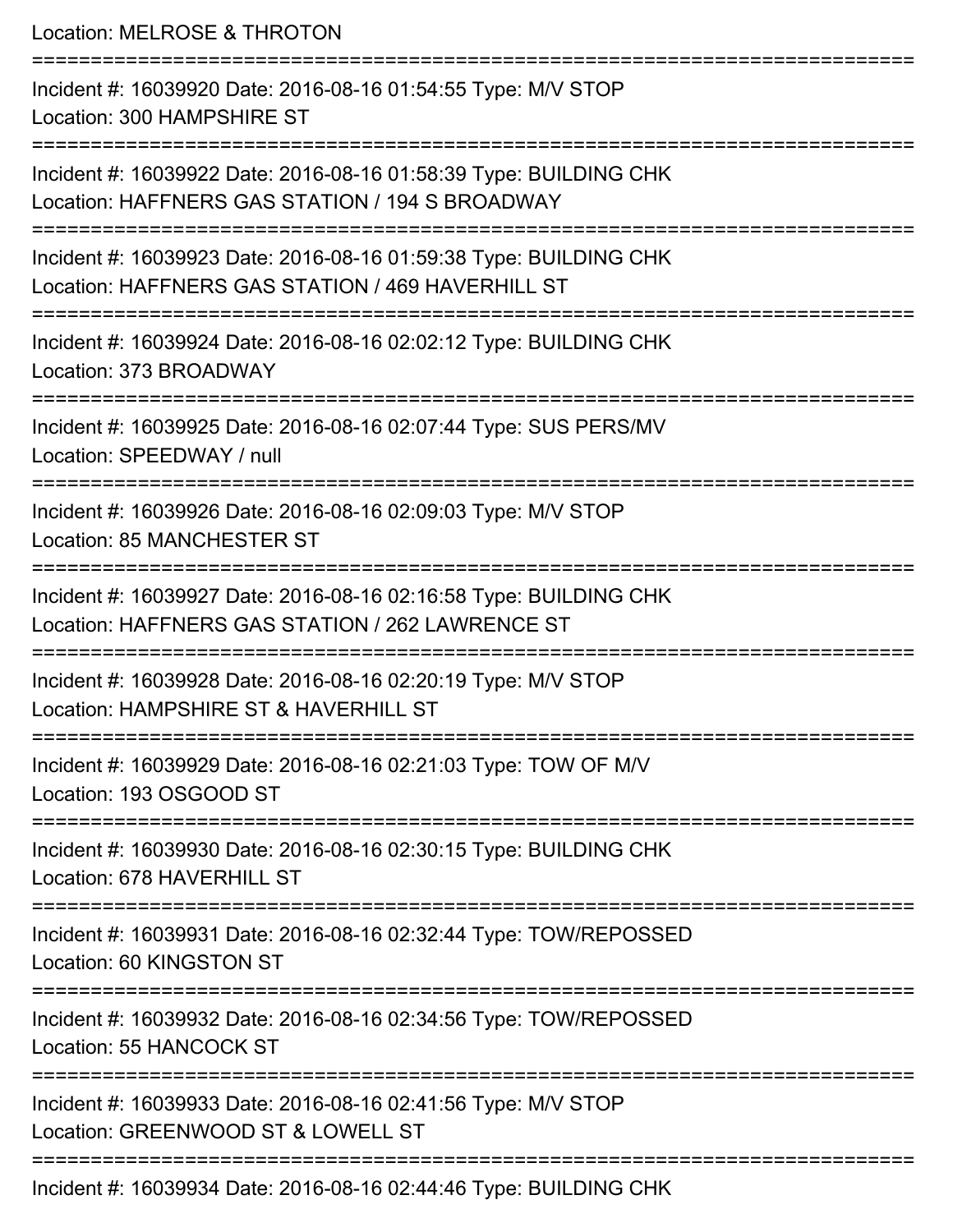Location: MELROSE & THROTON

===========================================================================

Incident #: 16039920 Date: 2016-08-16 01:54:55 Type: M/V STOP
Location: 300 HAMPSHIRE ST

===========================================================================

Incident #: 16039922 Date: 2016-08-16 01:58:39 Type: BUILDING CHK
Location: HAFFNERS GAS STATION / 194 S BROADWAY

===========================================================================

Incident #: 16039923 Date: 2016-08-16 01:59:38 Type: BUILDING CHK
Location: HAFFNERS GAS STATION / 469 HAVERHILL ST

===========================================================================

Incident #: 16039924 Date: 2016-08-16 02:02:12 Type: BUILDING CHK
Location: 373 BROADWAY

===========================================================================

Incident #: 16039925 Date: 2016-08-16 02:07:44 Type: SUS PERS/MV
Location: SPEEDWAY / null

===========================================================================

Incident #: 16039926 Date: 2016-08-16 02:09:03 Type: M/V STOP
Location: 85 MANCHESTER ST

===========================================================================

Incident #: 16039927 Date: 2016-08-16 02:16:58 Type: BUILDING CHK
Location: HAFFNERS GAS STATION / 262 LAWRENCE ST

===========================================================================

Incident #: 16039928 Date: 2016-08-16 02:20:19 Type: M/V STOP
Location: HAMPSHIRE ST & HAVERHILL ST

===========================================================================

Incident #: 16039929 Date: 2016-08-16 02:21:03 Type: TOW OF M/V
Location: 193 OSGOOD ST

===========================================================================

Incident #: 16039930 Date: 2016-08-16 02:30:15 Type: BUILDING CHK
Location: 678 HAVERHILL ST

===========================================================================

Incident #: 16039931 Date: 2016-08-16 02:32:44 Type: TOW/REPOSSED
Location: 60 KINGSTON ST

===========================================================================

Incident #: 16039932 Date: 2016-08-16 02:34:56 Type: TOW/REPOSSED
Location: 55 HANCOCK ST

===========================================================================

Incident #: 16039933 Date: 2016-08-16 02:41:56 Type: M/V STOP
Location: GREENWOOD ST & LOWELL ST

===========================================================================

Incident #: 16039934 Date: 2016-08-16 02:44:46 Type: BUILDING CHK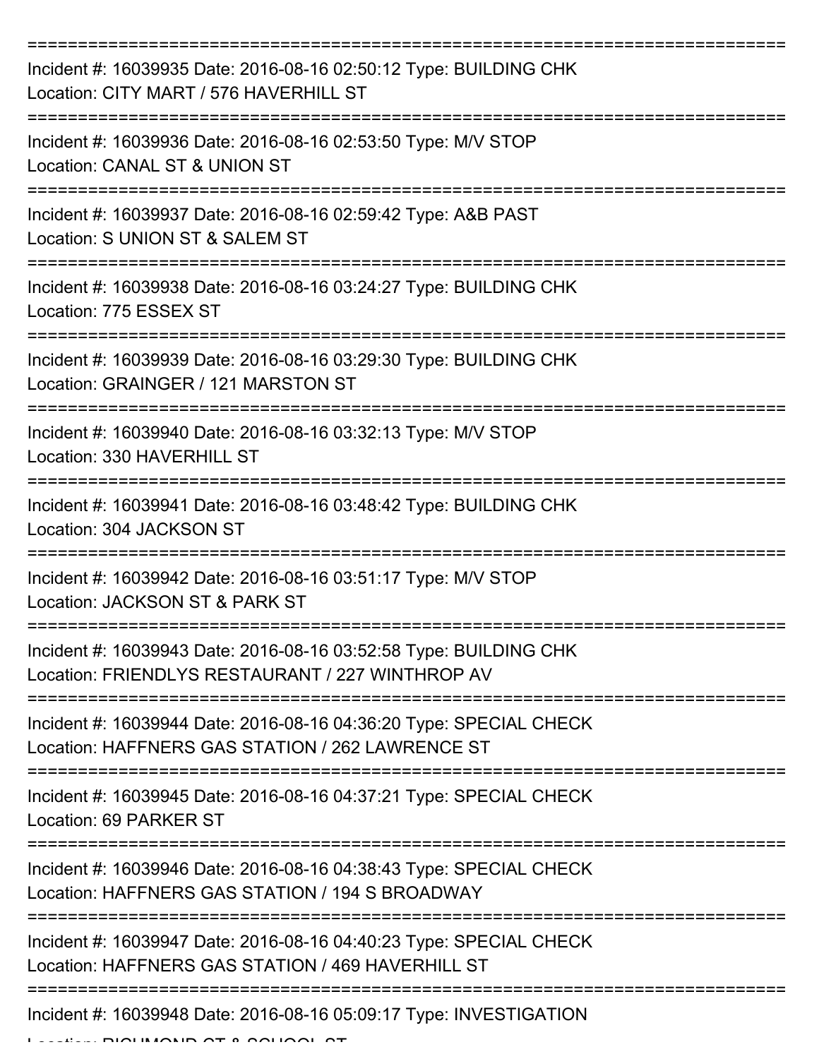Incident #: 16039935 Date: 2016-08-16 02:50:12 Type: BUILDING CHK
Location: CITY MART / 576 HAVERHILL ST

Incident #: 16039936 Date: 2016-08-16 02:53:50 Type: M/V STOP
Location: CANAL ST & UNION ST

Incident #: 16039937 Date: 2016-08-16 02:59:42 Type: A&B PAST
Location: S UNION ST & SALEM ST

Incident #: 16039938 Date: 2016-08-16 03:24:27 Type: BUILDING CHK
Location: 775 ESSEX ST

Incident #: 16039939 Date: 2016-08-16 03:29:30 Type: BUILDING CHK
Location: GRAINGER / 121 MARSTON ST

Incident #: 16039940 Date: 2016-08-16 03:32:13 Type: M/V STOP
Location: 330 HAVERHILL ST

Incident #: 16039941 Date: 2016-08-16 03:48:42 Type: BUILDING CHK
Location: 304 JACKSON ST

Incident #: 16039942 Date: 2016-08-16 03:51:17 Type: M/V STOP
Location: JACKSON ST & PARK ST

Incident #: 16039943 Date: 2016-08-16 03:52:58 Type: BUILDING CHK
Location: FRIENDLYS RESTAURANT / 227 WINTHROP AV

Incident #: 16039944 Date: 2016-08-16 04:36:20 Type: SPECIAL CHECK
Location: HAFFNERS GAS STATION / 262 LAWRENCE ST

Incident #: 16039945 Date: 2016-08-16 04:37:21 Type: SPECIAL CHECK
Location: 69 PARKER ST

Incident #: 16039946 Date: 2016-08-16 04:38:43 Type: SPECIAL CHECK
Location: HAFFNERS GAS STATION / 194 S BROADWAY

Incident #: 16039947 Date: 2016-08-16 04:40:23 Type: SPECIAL CHECK
Location: HAFFNERS GAS STATION / 469 HAVERHILL ST

Incident #: 16039948 Date: 2016-08-16 05:09:17 Type: INVESTIGATION
Location: RICHMOND ST & SCHOOL ST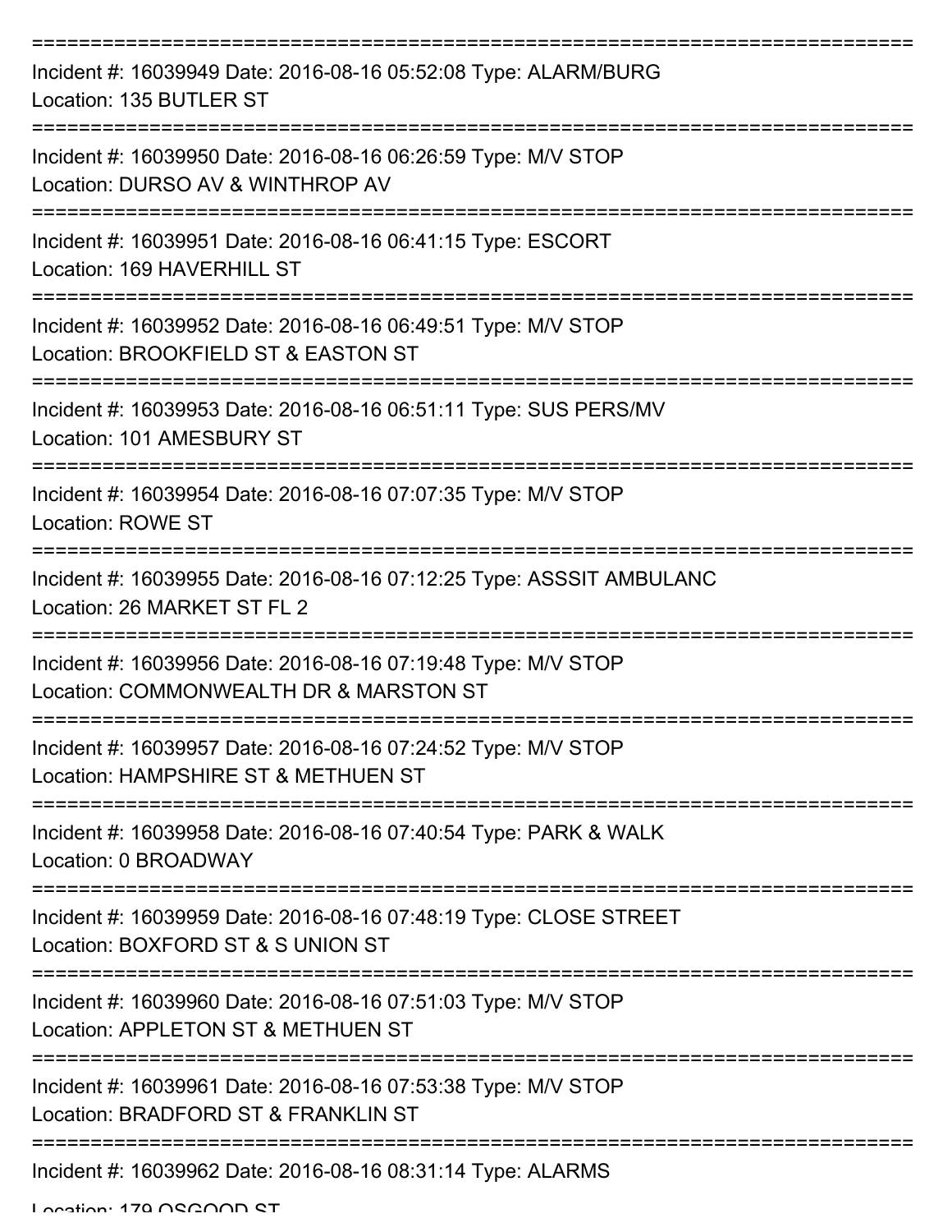===========================================================================
Incident #: 16039949 Date: 2016-08-16 05:52:08 Type: ALARM/BURG
Location: 135 BUTLER ST
===========================================================================
Incident #: 16039950 Date: 2016-08-16 06:26:59 Type: M/V STOP
Location: DURSO AV & WINTHROP AV
===========================================================================
Incident #: 16039951 Date: 2016-08-16 06:41:15 Type: ESCORT
Location: 169 HAVERHILL ST
===========================================================================
Incident #: 16039952 Date: 2016-08-16 06:49:51 Type: M/V STOP
Location: BROOKFIELD ST & EASTON ST
===========================================================================
Incident #: 16039953 Date: 2016-08-16 06:51:11 Type: SUS PERS/MV
Location: 101 AMESBURY ST
===========================================================================
Incident #: 16039954 Date: 2016-08-16 07:07:35 Type: M/V STOP
Location: ROWE ST
===========================================================================
Incident #: 16039955 Date: 2016-08-16 07:12:25 Type: ASSSIT AMBULANC
Location: 26 MARKET ST FL 2
===========================================================================
Incident #: 16039956 Date: 2016-08-16 07:19:48 Type: M/V STOP
Location: COMMONWEALTH DR & MARSTON ST
===========================================================================
Incident #: 16039957 Date: 2016-08-16 07:24:52 Type: M/V STOP
Location: HAMPSHIRE ST & METHUEN ST
===========================================================================
Incident #: 16039958 Date: 2016-08-16 07:40:54 Type: PARK & WALK
Location: 0 BROADWAY
===========================================================================
Incident #: 16039959 Date: 2016-08-16 07:48:19 Type: CLOSE STREET
Location: BOXFORD ST & S UNION ST
===========================================================================
Incident #: 16039960 Date: 2016-08-16 07:51:03 Type: M/V STOP
Location: APPLETON ST & METHUEN ST
===========================================================================
Incident #: 16039961 Date: 2016-08-16 07:53:38 Type: M/V STOP
Location: BRADFORD ST & FRANKLIN ST
===========================================================================
Incident #: 16039962 Date: 2016-08-16 08:31:14 Type: ALARMS
Location: 179 OSGOOD ST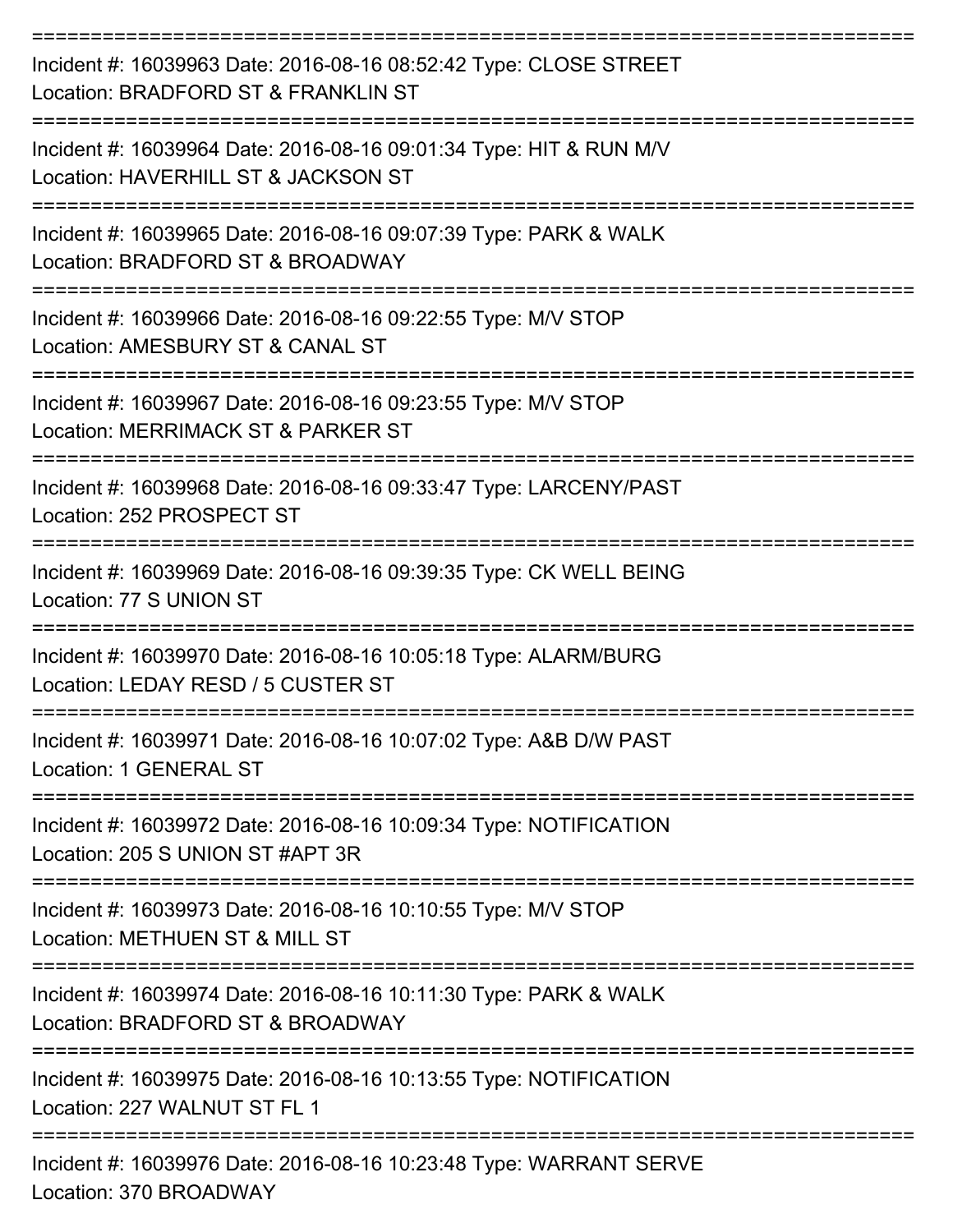===========================================================================

Incident #: 16039963 Date: 2016-08-16 08:52:42 Type: CLOSE STREET
Location: BRADFORD ST & FRANKLIN ST

===========================================================================

Incident #: 16039964 Date: 2016-08-16 09:01:34 Type: HIT & RUN M/V
Location: HAVERHILL ST & JACKSON ST

===========================================================================

Incident #: 16039965 Date: 2016-08-16 09:07:39 Type: PARK & WALK
Location: BRADFORD ST & BROADWAY

===========================================================================

Incident #: 16039966 Date: 2016-08-16 09:22:55 Type: M/V STOP
Location: AMESBURY ST & CANAL ST

===========================================================================

Incident #: 16039967 Date: 2016-08-16 09:23:55 Type: M/V STOP
Location: MERRIMACK ST & PARKER ST

===========================================================================

Incident #: 16039968 Date: 2016-08-16 09:33:47 Type: LARCENY/PAST
Location: 252 PROSPECT ST

===========================================================================

Incident #: 16039969 Date: 2016-08-16 09:39:35 Type: CK WELL BEING
Location: 77 S UNION ST

===========================================================================

Incident #: 16039970 Date: 2016-08-16 10:05:18 Type: ALARM/BURG
Location: LEDAY RESD / 5 CUSTER ST

===========================================================================

Incident #: 16039971 Date: 2016-08-16 10:07:02 Type: A&B D/W PAST
Location: 1 GENERAL ST

===========================================================================

Incident #: 16039972 Date: 2016-08-16 10:09:34 Type: NOTIFICATION
Location: 205 S UNION ST #APT 3R

===========================================================================

Incident #: 16039973 Date: 2016-08-16 10:10:55 Type: M/V STOP
Location: METHUEN ST & MILL ST

===========================================================================

Incident #: 16039974 Date: 2016-08-16 10:11:30 Type: PARK & WALK
Location: BRADFORD ST & BROADWAY

===========================================================================

Incident #: 16039975 Date: 2016-08-16 10:13:55 Type: NOTIFICATION
Location: 227 WALNUT ST FL 1

===========================================================================

Incident #: 16039976 Date: 2016-08-16 10:23:48 Type: WARRANT SERVE
Location: 370 BROADWAY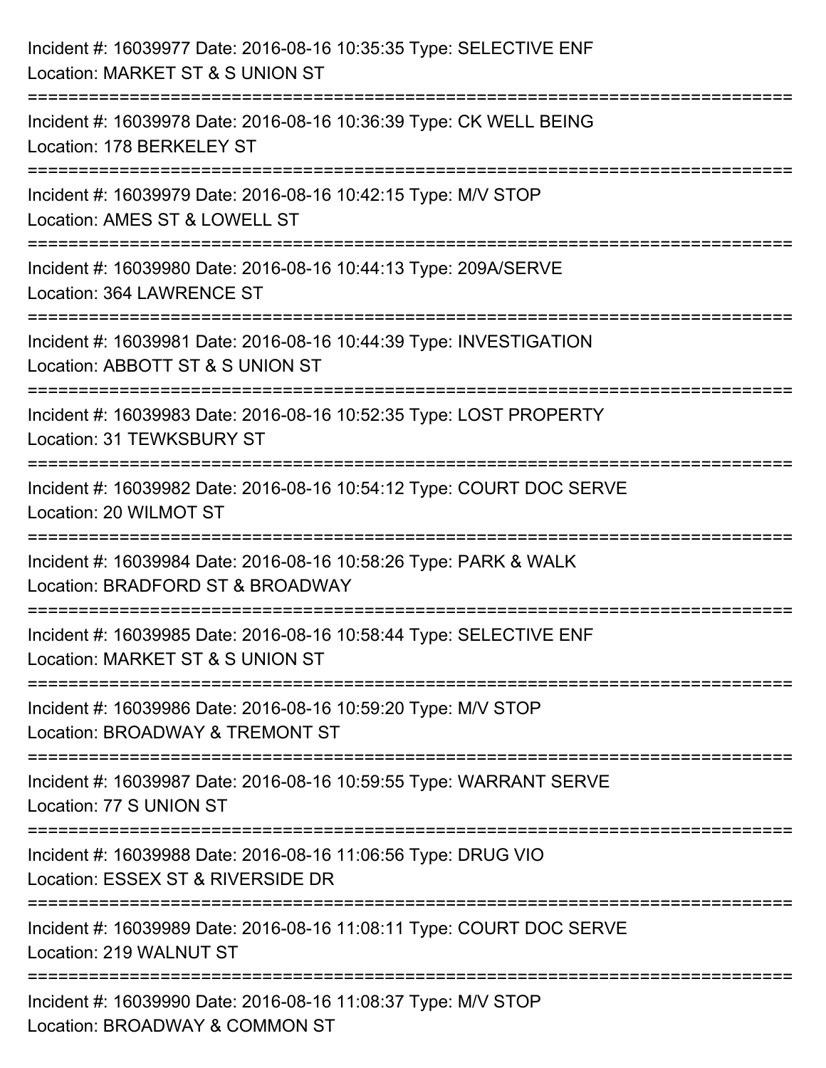Incident #: 16039977 Date: 2016-08-16 10:35:35 Type: SELECTIVE ENF
Location: MARKET ST & S UNION ST

===========================================================================

Incident #: 16039978 Date: 2016-08-16 10:36:39 Type: CK WELL BEING
Location: 178 BERKELEY ST

===========================================================================

Incident #: 16039979 Date: 2016-08-16 10:42:15 Type: M/V STOP
Location: AMES ST & LOWELL ST

===========================================================================

Incident #: 16039980 Date: 2016-08-16 10:44:13 Type: 209A/SERVE
Location: 364 LAWRENCE ST

===========================================================================

Incident #: 16039981 Date: 2016-08-16 10:44:39 Type: INVESTIGATION
Location: ABBOTT ST & S UNION ST

===========================================================================

Incident #: 16039983 Date: 2016-08-16 10:52:35 Type: LOST PROPERTY
Location: 31 TEWKSBURY ST

===========================================================================

Incident #: 16039982 Date: 2016-08-16 10:54:12 Type: COURT DOC SERVE
Location: 20 WILMOT ST

===========================================================================

Incident #: 16039984 Date: 2016-08-16 10:58:26 Type: PARK & WALK
Location: BRADFORD ST & BROADWAY

===========================================================================

Incident #: 16039985 Date: 2016-08-16 10:58:44 Type: SELECTIVE ENF
Location: MARKET ST & S UNION ST

===========================================================================

Incident #: 16039986 Date: 2016-08-16 10:59:20 Type: M/V STOP
Location: BROADWAY & TREMONT ST

===========================================================================

Incident #: 16039987 Date: 2016-08-16 10:59:55 Type: WARRANT SERVE
Location: 77 S UNION ST

===========================================================================

Incident #: 16039988 Date: 2016-08-16 11:06:56 Type: DRUG VIO
Location: ESSEX ST & RIVERSIDE DR

===========================================================================

Incident #: 16039989 Date: 2016-08-16 11:08:11 Type: COURT DOC SERVE
Location: 219 WALNUT ST

===========================================================================

Incident #: 16039990 Date: 2016-08-16 11:08:37 Type: M/V STOP
Location: BROADWAY & COMMON ST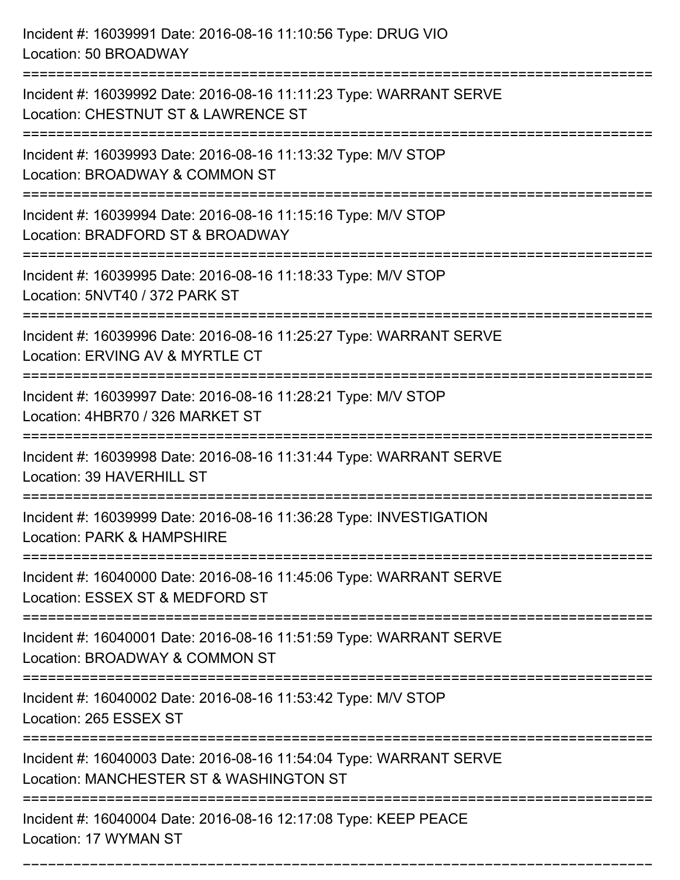Incident #: 16039991 Date: 2016-08-16 11:10:56 Type: DRUG VIO
Location: 50 BROADWAY

===========================================================================

Incident #: 16039992 Date: 2016-08-16 11:11:23 Type: WARRANT SERVE
Location: CHESTNUT ST & LAWRENCE ST

===========================================================================

Incident #: 16039993 Date: 2016-08-16 11:13:32 Type: M/V STOP
Location: BROADWAY & COMMON ST

===========================================================================

Incident #: 16039994 Date: 2016-08-16 11:15:16 Type: M/V STOP
Location: BRADFORD ST & BROADWAY

===========================================================================

Incident #: 16039995 Date: 2016-08-16 11:18:33 Type: M/V STOP
Location: 5NVT40 / 372 PARK ST

===========================================================================

Incident #: 16039996 Date: 2016-08-16 11:25:27 Type: WARRANT SERVE
Location: ERVING AV & MYRTLE CT

===========================================================================

Incident #: 16039997 Date: 2016-08-16 11:28:21 Type: M/V STOP
Location: 4HBR70 / 326 MARKET ST

===========================================================================

Incident #: 16039998 Date: 2016-08-16 11:31:44 Type: WARRANT SERVE
Location: 39 HAVERHILL ST

===========================================================================

Incident #: 16039999 Date: 2016-08-16 11:36:28 Type: INVESTIGATION
Location: PARK & HAMPSHIRE

===========================================================================

Incident #: 16040000 Date: 2016-08-16 11:45:06 Type: WARRANT SERVE
Location: ESSEX ST & MEDFORD ST

===========================================================================

Incident #: 16040001 Date: 2016-08-16 11:51:59 Type: WARRANT SERVE
Location: BROADWAY & COMMON ST

===========================================================================

Incident #: 16040002 Date: 2016-08-16 11:53:42 Type: M/V STOP
Location: 265 ESSEX ST

===========================================================================

Incident #: 16040003 Date: 2016-08-16 11:54:04 Type: WARRANT SERVE
Location: MANCHESTER ST & WASHINGTON ST

===========================================================================

Incident #: 16040004 Date: 2016-08-16 12:17:08 Type: KEEP PEACE
Location: 17 WYMAN ST

===========================================================================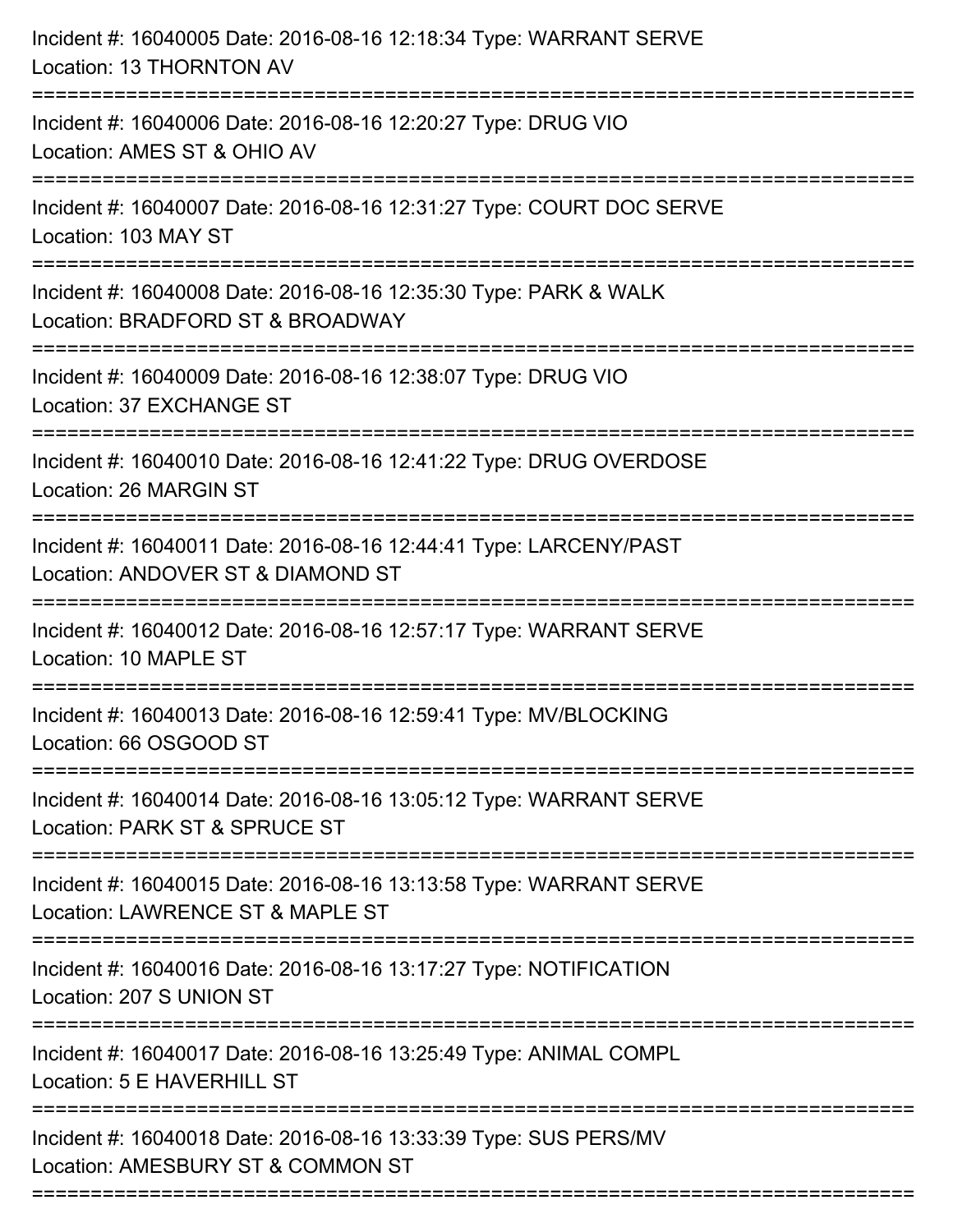Incident #: 16040005 Date: 2016-08-16 12:18:34 Type: WARRANT SERVE
Location: 13 THORNTON AV

===========================================================================

Incident #: 16040006 Date: 2016-08-16 12:20:27 Type: DRUG VIO
Location: AMES ST & OHIO AV

===========================================================================

Incident #: 16040007 Date: 2016-08-16 12:31:27 Type: COURT DOC SERVE
Location: 103 MAY ST

===========================================================================

Incident #: 16040008 Date: 2016-08-16 12:35:30 Type: PARK & WALK
Location: BRADFORD ST & BROADWAY

===========================================================================

Incident #: 16040009 Date: 2016-08-16 12:38:07 Type: DRUG VIO
Location: 37 EXCHANGE ST

===========================================================================

Incident #: 16040010 Date: 2016-08-16 12:41:22 Type: DRUG OVERDOSE
Location: 26 MARGIN ST

===========================================================================

Incident #: 16040011 Date: 2016-08-16 12:44:41 Type: LARCENY/PAST
Location: ANDOVER ST & DIAMOND ST

===========================================================================

Incident #: 16040012 Date: 2016-08-16 12:57:17 Type: WARRANT SERVE
Location: 10 MAPLE ST

===========================================================================

Incident #: 16040013 Date: 2016-08-16 12:59:41 Type: MV/BLOCKING
Location: 66 OSGOOD ST

===========================================================================

Incident #: 16040014 Date: 2016-08-16 13:05:12 Type: WARRANT SERVE
Location: PARK ST & SPRUCE ST

===========================================================================

Incident #: 16040015 Date: 2016-08-16 13:13:58 Type: WARRANT SERVE
Location: LAWRENCE ST & MAPLE ST

===========================================================================

Incident #: 16040016 Date: 2016-08-16 13:17:27 Type: NOTIFICATION
Location: 207 S UNION ST

===========================================================================

Incident #: 16040017 Date: 2016-08-16 13:25:49 Type: ANIMAL COMPL
Location: 5 E HAVERHILL ST

===========================================================================

Incident #: 16040018 Date: 2016-08-16 13:33:39 Type: SUS PERS/MV
Location: AMESBURY ST & COMMON ST

===========================================================================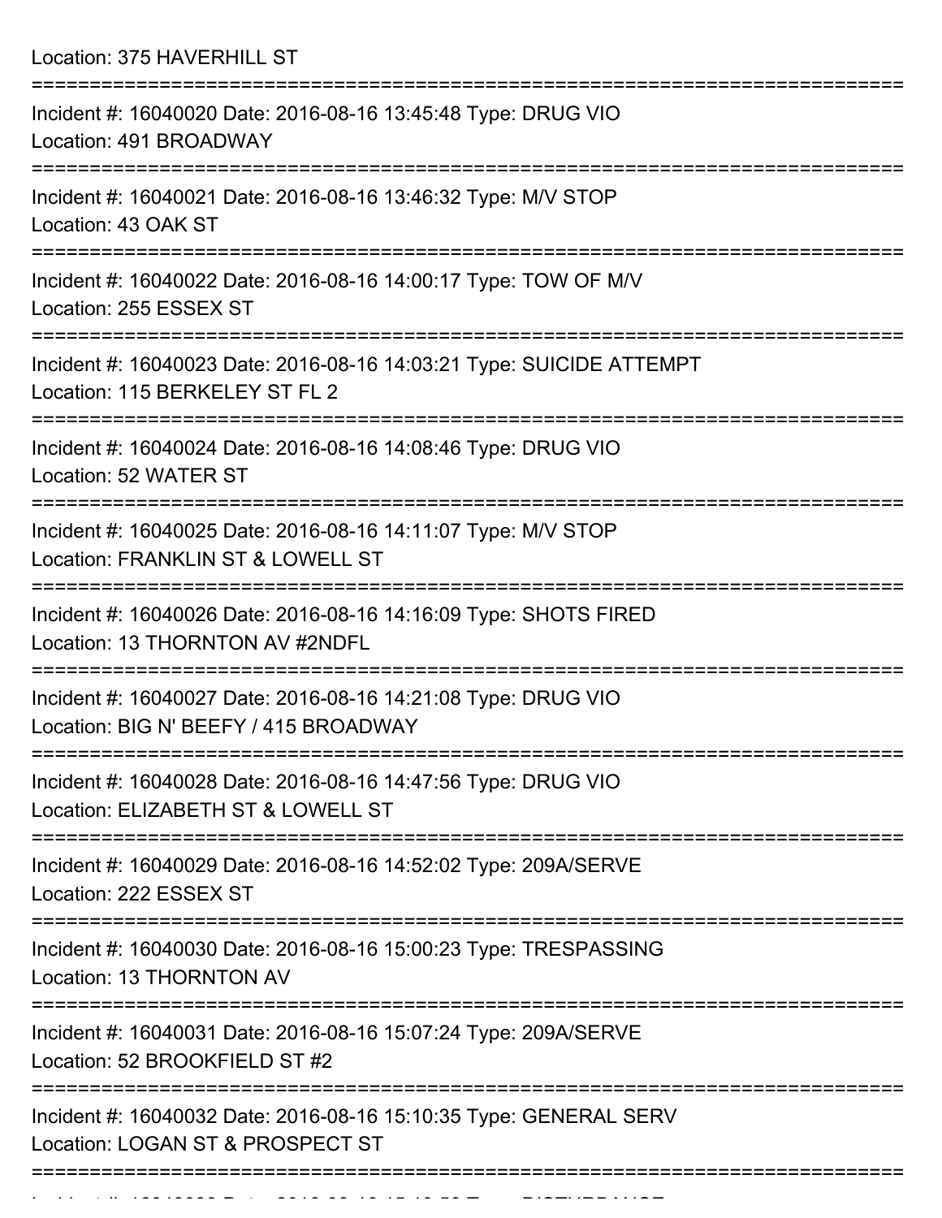Location: 375 HAVERHILL ST

===========================================================================

Incident #: 16040020 Date: 2016-08-16 13:45:48 Type: DRUG VIO
Location: 491 BROADWAY

===========================================================================

Incident #: 16040021 Date: 2016-08-16 13:46:32 Type: M/V STOP
Location: 43 OAK ST

===========================================================================

Incident #: 16040022 Date: 2016-08-16 14:00:17 Type: TOW OF M/V
Location: 255 ESSEX ST

===========================================================================

Incident #: 16040023 Date: 2016-08-16 14:03:21 Type: SUICIDE ATTEMPT
Location: 115 BERKELEY ST FL 2

===========================================================================

Incident #: 16040024 Date: 2016-08-16 14:08:46 Type: DRUG VIO
Location: 52 WATER ST

===========================================================================

Incident #: 16040025 Date: 2016-08-16 14:11:07 Type: M/V STOP
Location: FRANKLIN ST & LOWELL ST

===========================================================================

Incident #: 16040026 Date: 2016-08-16 14:16:09 Type: SHOTS FIRED
Location: 13 THORNTON AV #2NDFL

===========================================================================

Incident #: 16040027 Date: 2016-08-16 14:21:08 Type: DRUG VIO
Location: BIG N' BEEFY / 415 BROADWAY

===========================================================================

Incident #: 16040028 Date: 2016-08-16 14:47:56 Type: DRUG VIO
Location: ELIZABETH ST & LOWELL ST

===========================================================================

Incident #: 16040029 Date: 2016-08-16 14:52:02 Type: 209A/SERVE
Location: 222 ESSEX ST

===========================================================================

Incident #: 16040030 Date: 2016-08-16 15:00:23 Type: TRESPASSING
Location: 13 THORNTON AV

===========================================================================

Incident #: 16040031 Date: 2016-08-16 15:07:24 Type: 209A/SERVE
Location: 52 BROOKFIELD ST #2

===========================================================================

Incident #: 16040032 Date: 2016-08-16 15:10:35 Type: GENERAL SERV
Location: LOGAN ST & PROSPECT ST

===========================================================================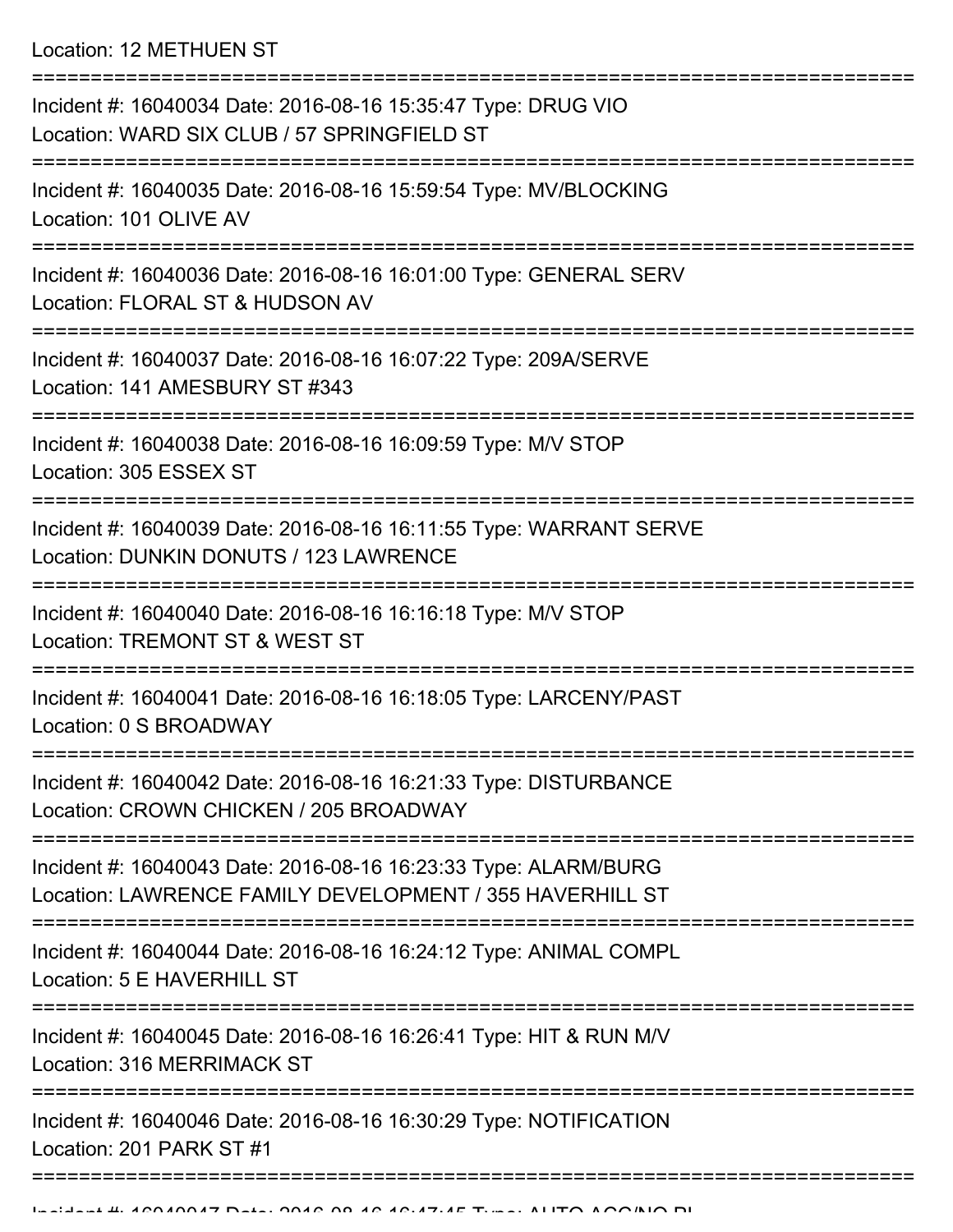Location: 12 METHUEN ST

===========================================================================

Incident #: 16040034 Date: 2016-08-16 15:35:47 Type: DRUG VIO
Location: WARD SIX CLUB / 57 SPRINGFIELD ST

===========================================================================

Incident #: 16040035 Date: 2016-08-16 15:59:54 Type: MV/BLOCKING
Location: 101 OLIVE AV

===========================================================================

Incident #: 16040036 Date: 2016-08-16 16:01:00 Type: GENERAL SERV
Location: FLORAL ST & HUDSON AV

===========================================================================

Incident #: 16040037 Date: 2016-08-16 16:07:22 Type: 209A/SERVE
Location: 141 AMESBURY ST #343

===========================================================================

Incident #: 16040038 Date: 2016-08-16 16:09:59 Type: M/V STOP
Location: 305 ESSEX ST

===========================================================================

Incident #: 16040039 Date: 2016-08-16 16:11:55 Type: WARRANT SERVE
Location: DUNKIN DONUTS / 123 LAWRENCE

===========================================================================

Incident #: 16040040 Date: 2016-08-16 16:16:18 Type: M/V STOP
Location: TREMONT ST & WEST ST

===========================================================================

Incident #: 16040041 Date: 2016-08-16 16:18:05 Type: LARCENY/PAST
Location: 0 S BROADWAY

===========================================================================

Incident #: 16040042 Date: 2016-08-16 16:21:33 Type: DISTURBANCE
Location: CROWN CHICKEN / 205 BROADWAY

===========================================================================

Incident #: 16040043 Date: 2016-08-16 16:23:33 Type: ALARM/BURG
Location: LAWRENCE FAMILY DEVELOPMENT / 355 HAVERHILL ST

===========================================================================

Incident #: 16040044 Date: 2016-08-16 16:24:12 Type: ANIMAL COMPL
Location: 5 E HAVERHILL ST

===========================================================================

Incident #: 16040045 Date: 2016-08-16 16:26:41 Type: HIT & RUN M/V
Location: 316 MERRIMACK ST

===========================================================================

Incident #: 16040046 Date: 2016-08-16 16:30:29 Type: NOTIFICATION
Location: 201 PARK ST #1

===========================================================================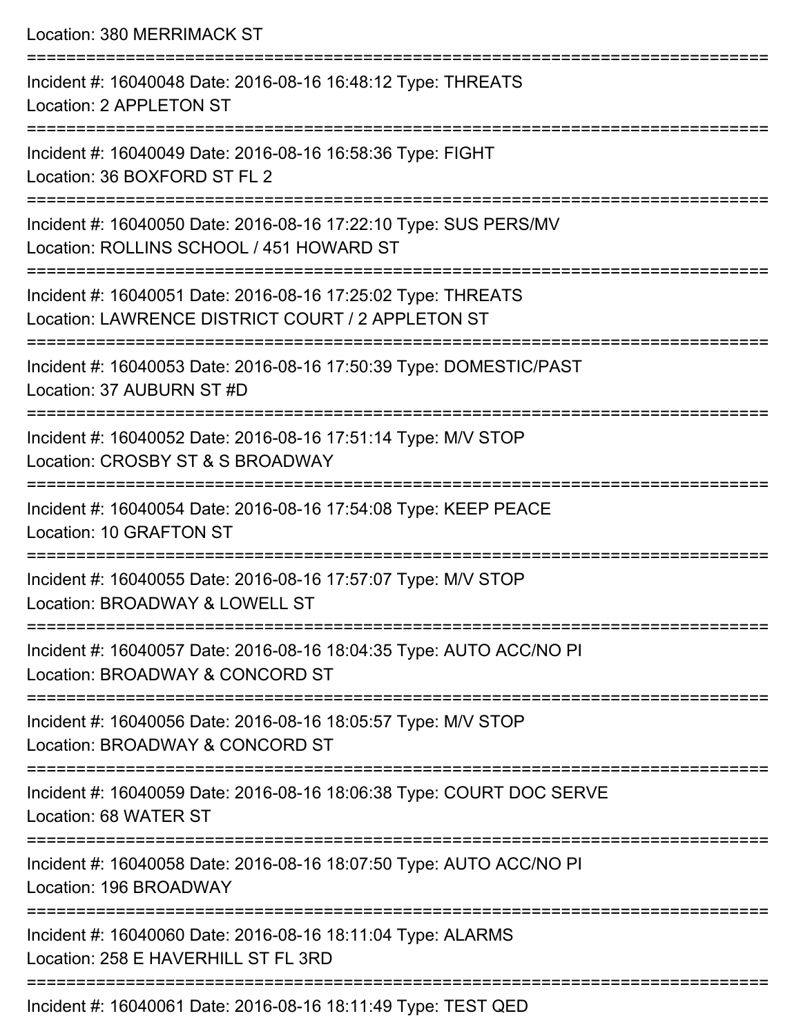Location: 380 MERRIMACK ST

===========================================================================

Incident #: 16040048 Date: 2016-08-16 16:48:12 Type: THREATS
Location: 2 APPLETON ST

===========================================================================

Incident #: 16040049 Date: 2016-08-16 16:58:36 Type: FIGHT
Location: 36 BOXFORD ST FL 2

===========================================================================

Incident #: 16040050 Date: 2016-08-16 17:22:10 Type: SUS PERS/MV
Location: ROLLINS SCHOOL / 451 HOWARD ST

===========================================================================

Incident #: 16040051 Date: 2016-08-16 17:25:02 Type: THREATS
Location: LAWRENCE DISTRICT COURT / 2 APPLETON ST

===========================================================================

Incident #: 16040053 Date: 2016-08-16 17:50:39 Type: DOMESTIC/PAST
Location: 37 AUBURN ST #D

===========================================================================

Incident #: 16040052 Date: 2016-08-16 17:51:14 Type: M/V STOP
Location: CROSBY ST & S BROADWAY

===========================================================================

Incident #: 16040054 Date: 2016-08-16 17:54:08 Type: KEEP PEACE
Location: 10 GRAFTON ST

===========================================================================

Incident #: 16040055 Date: 2016-08-16 17:57:07 Type: M/V STOP
Location: BROADWAY & LOWELL ST

===========================================================================

Incident #: 16040057 Date: 2016-08-16 18:04:35 Type: AUTO ACC/NO PI
Location: BROADWAY & CONCORD ST

===========================================================================

Incident #: 16040056 Date: 2016-08-16 18:05:57 Type: M/V STOP
Location: BROADWAY & CONCORD ST

===========================================================================

Incident #: 16040059 Date: 2016-08-16 18:06:38 Type: COURT DOC SERVE
Location: 68 WATER ST

===========================================================================

Incident #: 16040058 Date: 2016-08-16 18:07:50 Type: AUTO ACC/NO PI
Location: 196 BROADWAY

===========================================================================

Incident #: 16040060 Date: 2016-08-16 18:11:04 Type: ALARMS
Location: 258 E HAVERHILL ST FL 3RD

===========================================================================

Incident #: 16040061 Date: 2016-08-16 18:11:49 Type: TEST QED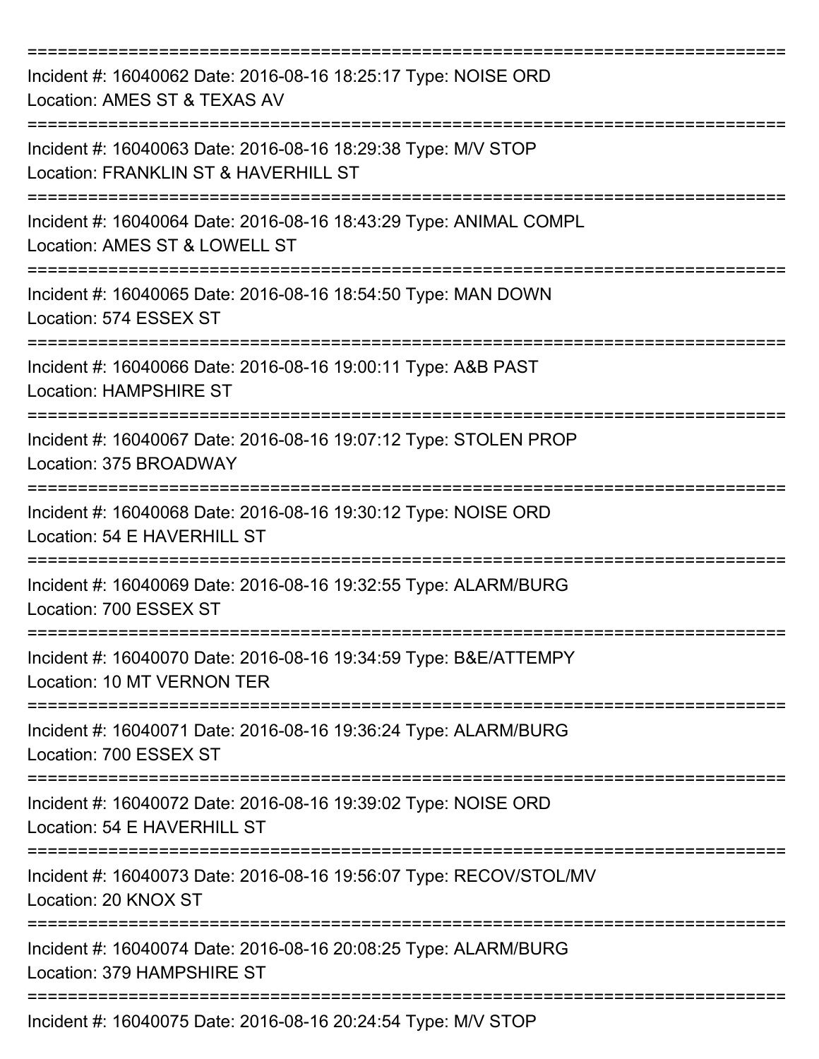===========================================================================

Incident #: 16040062 Date: 2016-08-16 18:25:17 Type: NOISE ORD
Location: AMES ST & TEXAS AV

===========================================================================

Incident #: 16040063 Date: 2016-08-16 18:29:38 Type: M/V STOP
Location: FRANKLIN ST & HAVERHILL ST

===========================================================================

Incident #: 16040064 Date: 2016-08-16 18:43:29 Type: ANIMAL COMPL
Location: AMES ST & LOWELL ST

===========================================================================

Incident #: 16040065 Date: 2016-08-16 18:54:50 Type: MAN DOWN
Location: 574 ESSEX ST

===========================================================================

Incident #: 16040066 Date: 2016-08-16 19:00:11 Type: A&B PAST
Location: HAMPSHIRE ST

===========================================================================

Incident #: 16040067 Date: 2016-08-16 19:07:12 Type: STOLEN PROP
Location: 375 BROADWAY

===========================================================================

Incident #: 16040068 Date: 2016-08-16 19:30:12 Type: NOISE ORD
Location: 54 E HAVERHILL ST

===========================================================================

Incident #: 16040069 Date: 2016-08-16 19:32:55 Type: ALARM/BURG
Location: 700 ESSEX ST

===========================================================================

Incident #: 16040070 Date: 2016-08-16 19:34:59 Type: B&E/ATTEMPY
Location: 10 MT VERNON TER

===========================================================================

Incident #: 16040071 Date: 2016-08-16 19:36:24 Type: ALARM/BURG
Location: 700 ESSEX ST

===========================================================================

Incident #: 16040072 Date: 2016-08-16 19:39:02 Type: NOISE ORD
Location: 54 E HAVERHILL ST

===========================================================================

Incident #: 16040073 Date: 2016-08-16 19:56:07 Type: RECOV/STOL/MV
Location: 20 KNOX ST

===========================================================================

Incident #: 16040074 Date: 2016-08-16 20:08:25 Type: ALARM/BURG
Location: 379 HAMPSHIRE ST

===========================================================================

Incident #: 16040075 Date: 2016-08-16 20:24:54 Type: M/V STOP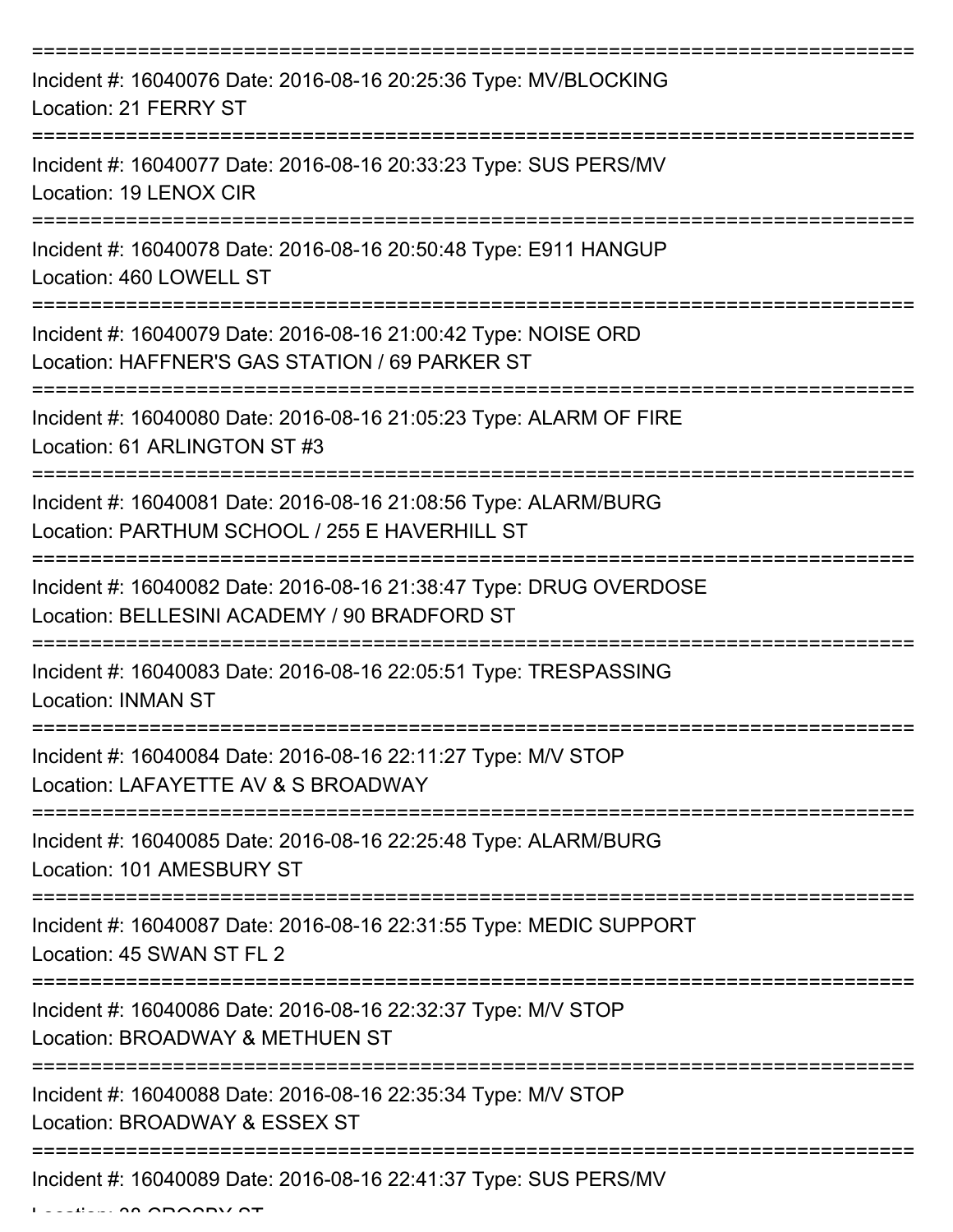===========================================================================

Incident #: 16040076 Date: 2016-08-16 20:25:36 Type: MV/BLOCKING
Location: 21 FERRY ST

===========================================================================

Incident #: 16040077 Date: 2016-08-16 20:33:23 Type: SUS PERS/MV
Location: 19 LENOX CIR

===========================================================================

Incident #: 16040078 Date: 2016-08-16 20:50:48 Type: E911 HANGUP
Location: 460 LOWELL ST

===========================================================================

Incident #: 16040079 Date: 2016-08-16 21:00:42 Type: NOISE ORD
Location: HAFFNER'S GAS STATION / 69 PARKER ST

===========================================================================

Incident #: 16040080 Date: 2016-08-16 21:05:23 Type: ALARM OF FIRE
Location: 61 ARLINGTON ST #3

===========================================================================

Incident #: 16040081 Date: 2016-08-16 21:08:56 Type: ALARM/BURG
Location: PARTHUM SCHOOL / 255 E HAVERHILL ST

===========================================================================

Incident #: 16040082 Date: 2016-08-16 21:38:47 Type: DRUG OVERDOSE
Location: BELLESINI ACADEMY / 90 BRADFORD ST

===========================================================================

Incident #: 16040083 Date: 2016-08-16 22:05:51 Type: TRESPASSING
Location: INMAN ST

===========================================================================

Incident #: 16040084 Date: 2016-08-16 22:11:27 Type: M/V STOP
Location: LAFAYETTE AV & S BROADWAY

===========================================================================

Incident #: 16040085 Date: 2016-08-16 22:25:48 Type: ALARM/BURG
Location: 101 AMESBURY ST

===========================================================================

Incident #: 16040087 Date: 2016-08-16 22:31:55 Type: MEDIC SUPPORT
Location: 45 SWAN ST FL 2

===========================================================================

Incident #: 16040086 Date: 2016-08-16 22:32:37 Type: M/V STOP
Location: BROADWAY & METHUEN ST

===========================================================================

Incident #: 16040088 Date: 2016-08-16 22:35:34 Type: M/V STOP
Location: BROADWAY & ESSEX ST

===========================================================================

Incident #: 16040089 Date: 2016-08-16 22:41:37 Type: SUS PERS/MV
Location: 38 CROSBY ST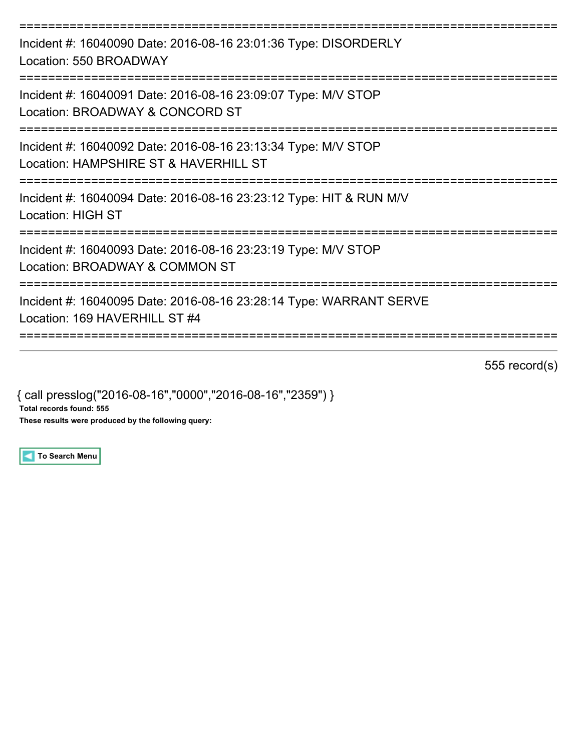===========================================================================
Incident #: 16040090 Date: 2016-08-16 23:01:36 Type: DISORDERLY
Location: 550 BROADWAY
===========================================================================
Incident #: 16040091 Date: 2016-08-16 23:09:07 Type: M/V STOP
Location: BROADWAY & CONCORD ST
===========================================================================
Incident #: 16040092 Date: 2016-08-16 23:13:34 Type: M/V STOP
Location: HAMPSHIRE ST & HAVERHILL ST
===========================================================================
Incident #: 16040094 Date: 2016-08-16 23:23:12 Type: HIT & RUN M/V
Location: HIGH ST
===========================================================================
Incident #: 16040093 Date: 2016-08-16 23:23:19 Type: M/V STOP
Location: BROADWAY & COMMON ST
===========================================================================
Incident #: 16040095 Date: 2016-08-16 23:28:14 Type: WARRANT SERVE
Location: 169 HAVERHILL ST #4
===========================================================================

555 record(s)

{ call presslog("2016-08-16","0000","2016-08-16","2359") }

**Total records found: 555**

**These results were produced by the following query:**

**To Search Menu**